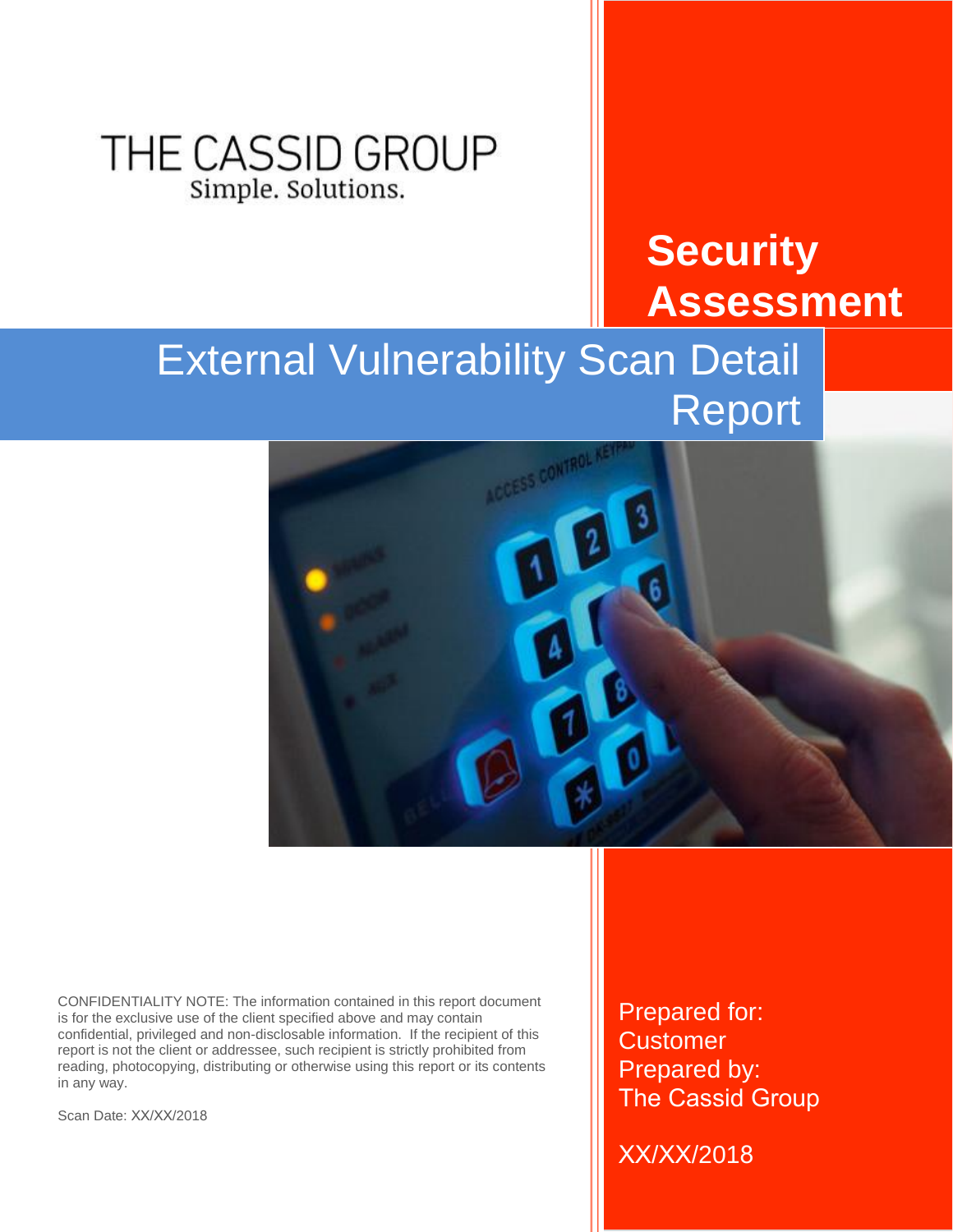THE CASSID GROUP

Simple. Solutions.

# Security Assessment

## External Vulnerability Scan Detail Report

CONFIDENTIALITY NOTE: The information contained in this report document is for the exclusive use of the client specified above and may contain confidential, privileged and non-disclosable information. If the recipient of this report is not the client or addressee, such recipient is strictly prohibited from reading, photocopying, distributing or otherwise using this report or its contents in any way.

Scan Date: XX/XX/2018

Prepared for:
Customer
Prepared by:
The Cassid Group

XX/XX/2018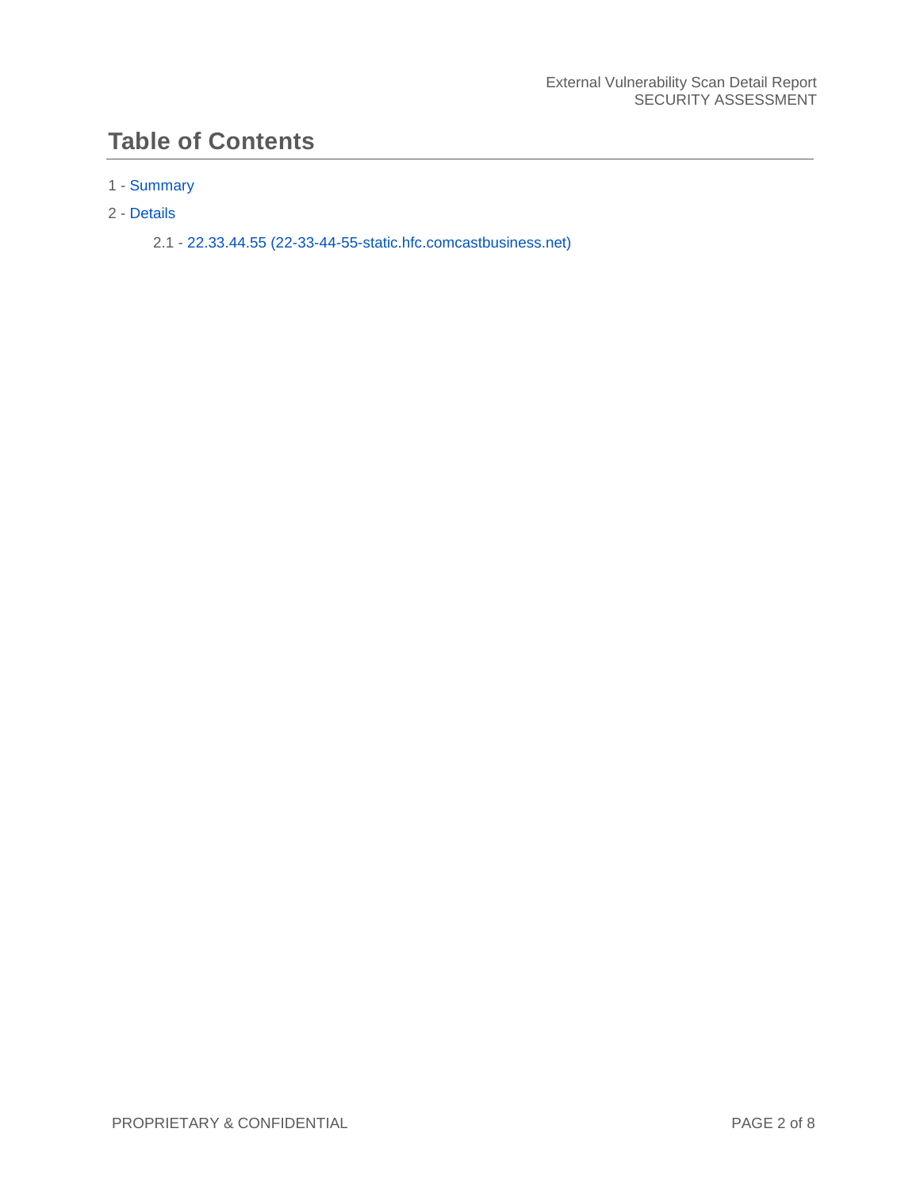# Table of Contents

1 - Summary

2 - Details

- 2.1 - 22.33.44.55 (22-33-44-55-static.hfc.comcastbusiness.net)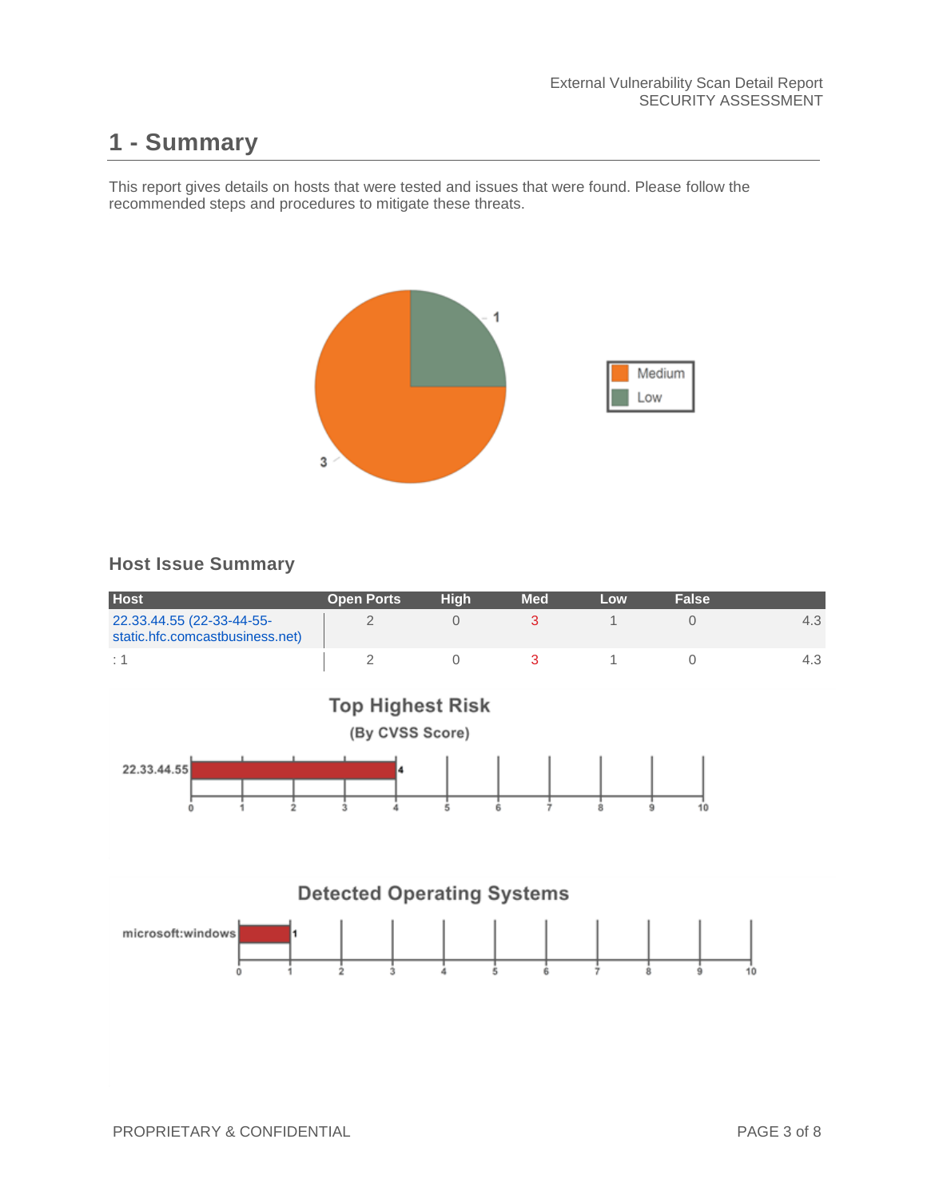# 1 - Summary

This report gives details on hosts that were tested and issues that were found. Please follow the recommended steps and procedures to mitigate these threats.

### Host Issue Summary

| Host | Open Ports | High | Med | Low | False | |
|---|---|---|---|---|---|---|
| 22.33.44.55 (22-33-44-55-static.hfc.comcastbusiness.net) | 2 | 0 | 3 | 1 | 0 | 4.3 |
| : 1 | 2 | 0 | 3 | 1 | 0 | 4.3 |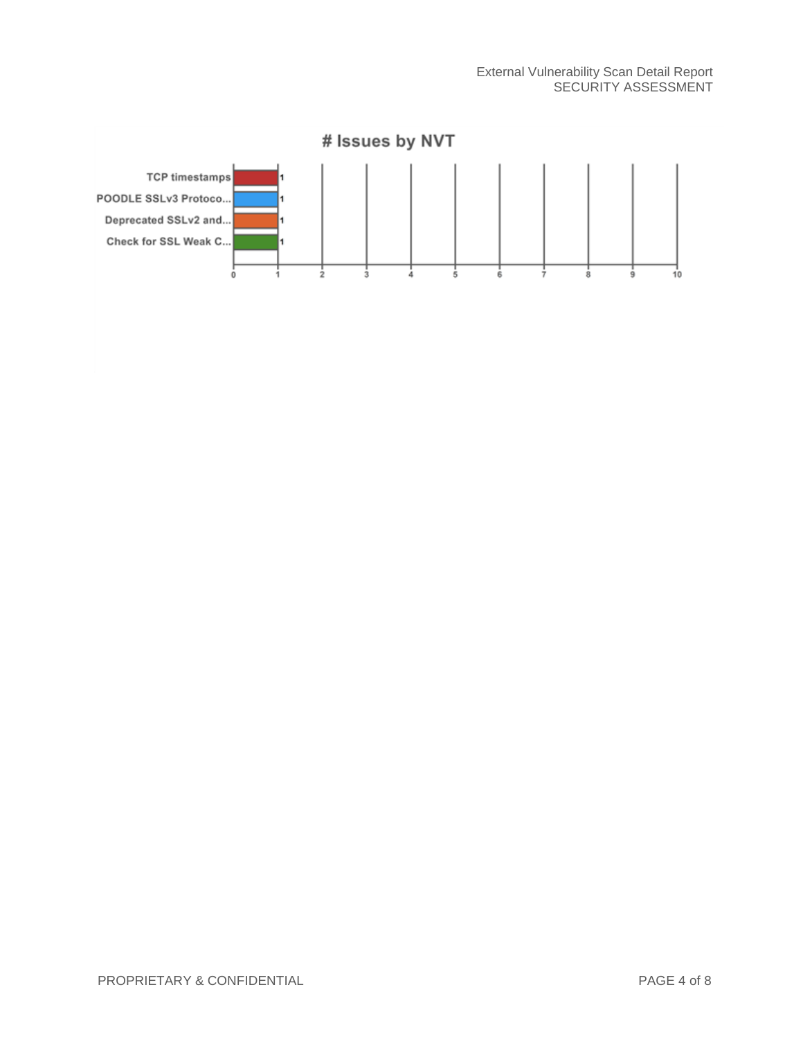# Issues by NVT

| NVT | # Issues |
| --- | --- |
| TCP timestamps | 1 |
| POODLE SSLv3 Protoco... | 1 |
| Deprecated SSLv2 and... | 1 |
| Check for SSL Weak C... | 1 |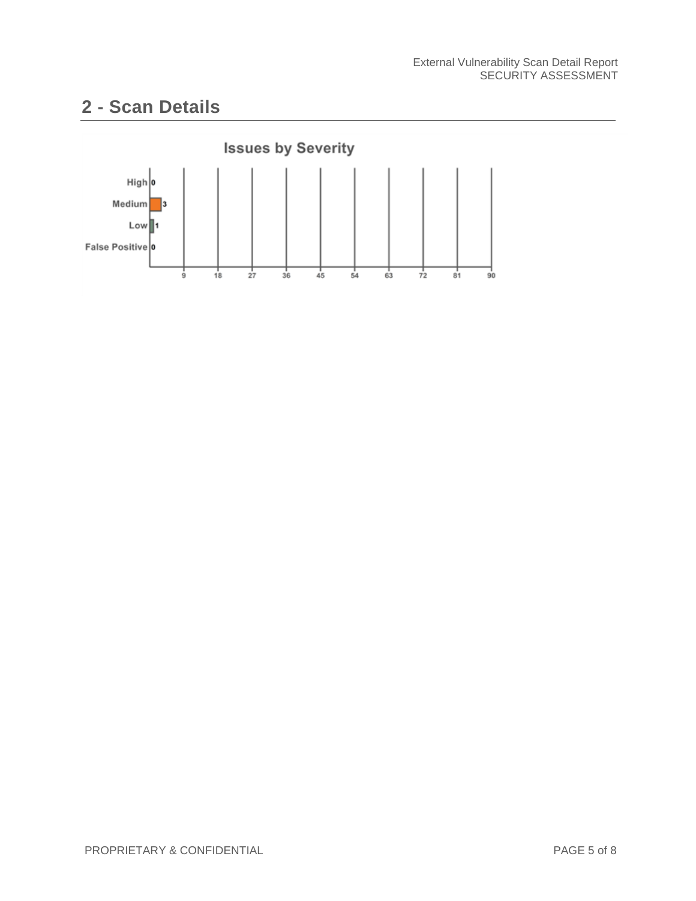## 2 - Scan Details

**Issues by Severity**

| Severity | Count |
| --- | --- |
| High | 0 |
| Medium | 3 |
| Low | 1 |
| False Positive | 0 |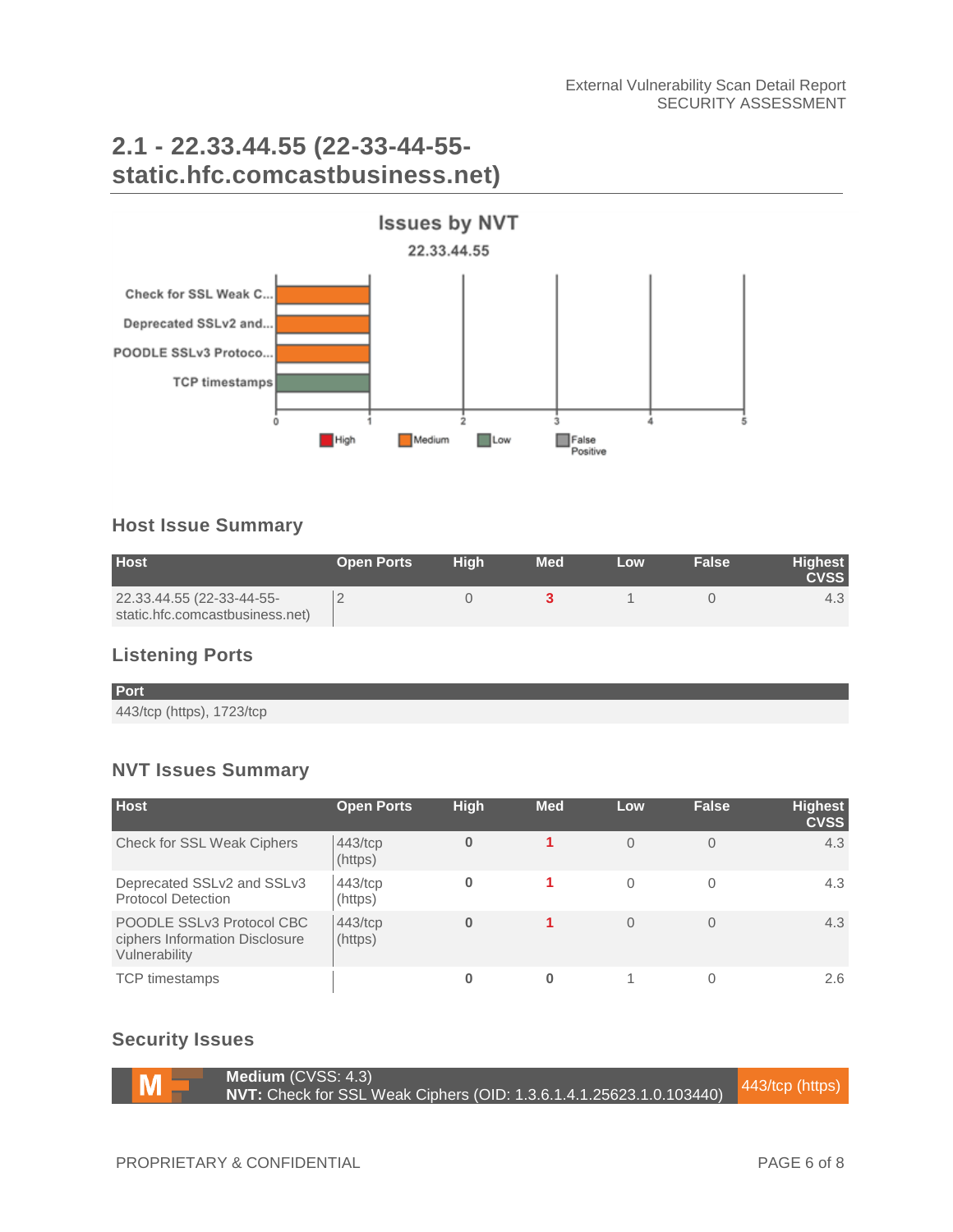## 2.1 - 22.33.44.55 (22-33-44-55-static.hfc.comcastbusiness.net)

### Host Issue Summary

| Host | Open Ports | High | Med | Low | False | Highest CVSS |
| --- | --- | --- | --- | --- | --- | --- |
| 22.33.44.55 (22-33-44-55-static.hfc.comcastbusiness.net) | 2 | 0 | 3 | 1 | 0 | 4.3 |

### Listening Ports

| Port |
| --- |
| 443/tcp (https), 1723/tcp |

### NVT Issues Summary

| Host | Open Ports | High | Med | Low | False | Highest CVSS |
| --- | --- | --- | --- | --- | --- | --- |
| Check for SSL Weak Ciphers | 443/tcp (https) | 0 | 1 | 0 | 0 | 4.3 |
| Deprecated SSLv2 and SSLv3 Protocol Detection | 443/tcp (https) | 0 | 1 | 0 | 0 | 4.3 |
| POODLE SSLv3 Protocol CBC ciphers Information Disclosure Vulnerability | 443/tcp (https) | 0 | 1 | 0 | 0 | 4.3 |
| TCP timestamps | | 0 | 0 | 1 | 0 | 2.6 |

### Security Issues

**Medium** (CVSS: 4.3)
**NVT:** Check for SSL Weak Ciphers (OID: 1.3.6.1.4.1.25623.1.0.103440) — 443/tcp (https)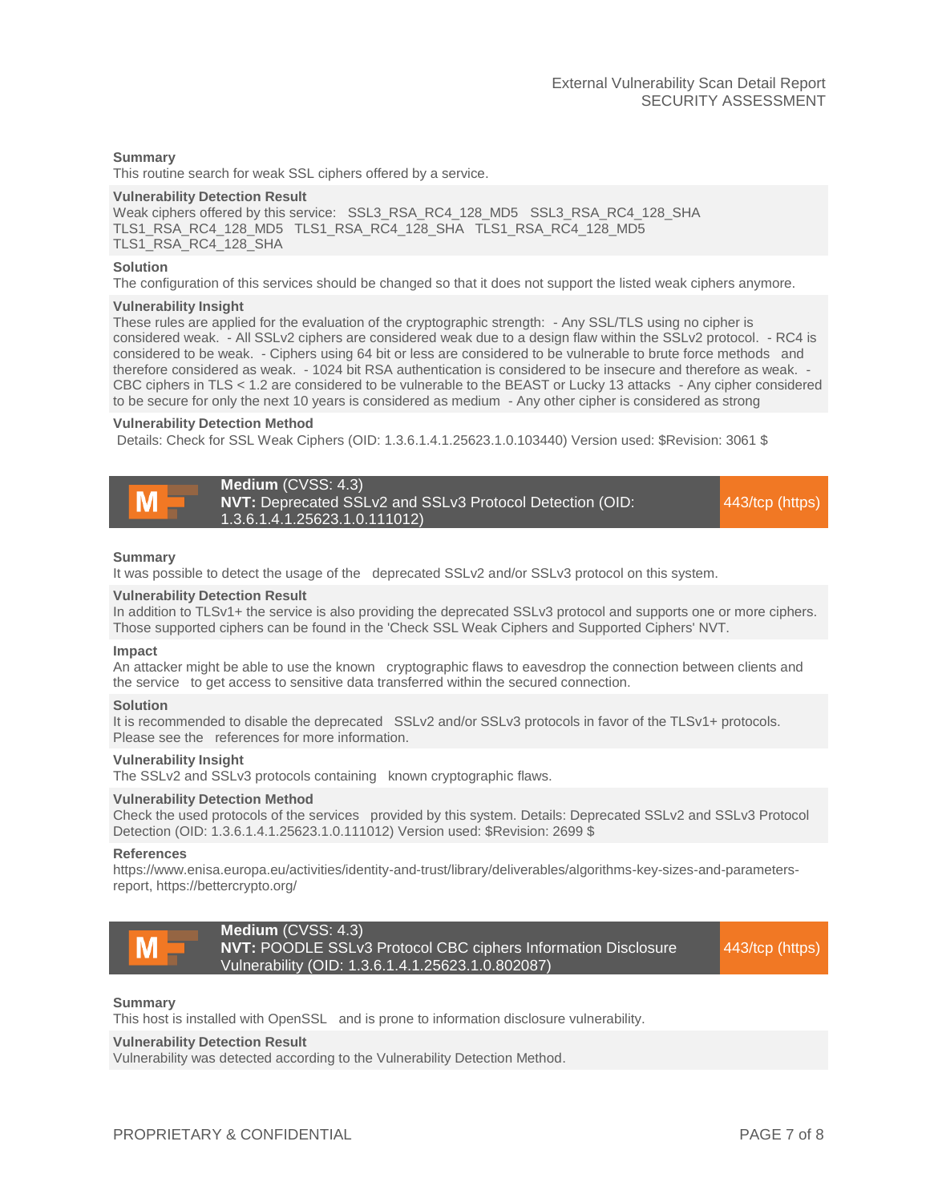**Summary**

This routine search for weak SSL ciphers offered by a service.

**Vulnerability Detection Result**

Weak ciphers offered by this service: SSL3_RSA_RC4_128_MD5 SSL3_RSA_RC4_128_SHA TLS1_RSA_RC4_128_MD5 TLS1_RSA_RC4_128_SHA TLS1_RSA_RC4_128_MD5 TLS1_RSA_RC4_128_SHA

**Solution**

The configuration of this services should be changed so that it does not support the listed weak ciphers anymore.

**Vulnerability Insight**

These rules are applied for the evaluation of the cryptographic strength: - Any SSL/TLS using no cipher is considered weak. - All SSLv2 ciphers are considered weak due to a design flaw within the SSLv2 protocol. - RC4 is considered to be weak. - Ciphers using 64 bit or less are considered to be vulnerable to brute force methods and therefore considered as weak. - 1024 bit RSA authentication is considered to be insecure and therefore as weak. - CBC ciphers in TLS < 1.2 are considered to be vulnerable to the BEAST or Lucky 13 attacks - Any cipher considered to be secure for only the next 10 years is considered as medium - Any other cipher is considered as strong

**Vulnerability Detection Method**

Details: Check for SSL Weak Ciphers (OID: 1.3.6.1.4.1.25623.1.0.103440) Version used: $Revision: 3061 $

| **Medium** (CVSS: 4.3) **NVT:** Deprecated SSLv2 and SSLv3 Protocol Detection (OID: 1.3.6.1.4.1.25623.1.0.111012) | 443/tcp (https) |
|---|---|

**Summary**

It was possible to detect the usage of the deprecated SSLv2 and/or SSLv3 protocol on this system.

**Vulnerability Detection Result**

In addition to TLSv1+ the service is also providing the deprecated SSLv3 protocol and supports one or more ciphers. Those supported ciphers can be found in the 'Check SSL Weak Ciphers and Supported Ciphers' NVT.

**Impact**

An attacker might be able to use the known cryptographic flaws to eavesdrop the connection between clients and the service to get access to sensitive data transferred within the secured connection.

**Solution**

It is recommended to disable the deprecated SSLv2 and/or SSLv3 protocols in favor of the TLSv1+ protocols. Please see the references for more information.

**Vulnerability Insight**

The SSLv2 and SSLv3 protocols containing known cryptographic flaws.

**Vulnerability Detection Method**

Check the used protocols of the services provided by this system. Details: Deprecated SSLv2 and SSLv3 Protocol Detection (OID: 1.3.6.1.4.1.25623.1.0.111012) Version used: $Revision: 2699 $

**References**

https://www.enisa.europa.eu/activities/identity-and-trust/library/deliverables/algorithms-key-sizes-and-parameters-report, https://bettercrypto.org/

| **Medium** (CVSS: 4.3) **NVT:** POODLE SSLv3 Protocol CBC ciphers Information Disclosure Vulnerability (OID: 1.3.6.1.4.1.25623.1.0.802087) | 443/tcp (https) |
|---|---|

**Summary**

This host is installed with OpenSSL and is prone to information disclosure vulnerability.

**Vulnerability Detection Result**

Vulnerability was detected according to the Vulnerability Detection Method.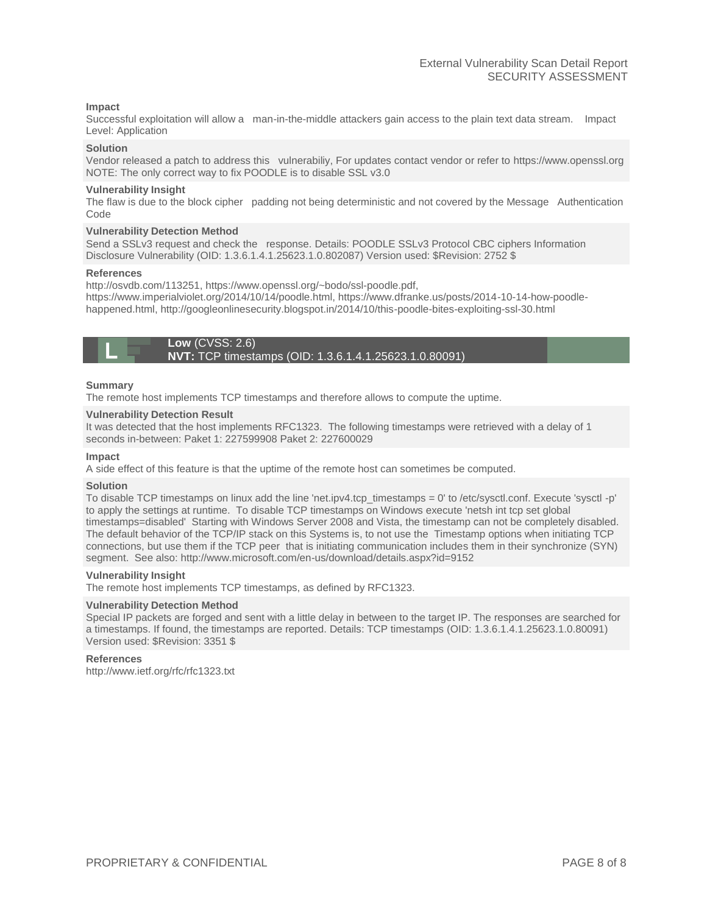**Impact**

Successful exploitation will allow a man-in-the-middle attackers gain access to the plain text data stream. Impact Level: Application

**Solution**

Vendor released a patch to address this vulnerabiliy, For updates contact vendor or refer to https://www.openssl.org NOTE: The only correct way to fix POODLE is to disable SSL v3.0

**Vulnerability Insight**

The flaw is due to the block cipher padding not being deterministic and not covered by the Message Authentication Code

**Vulnerability Detection Method**

Send a SSLv3 request and check the response. Details: POODLE SSLv3 Protocol CBC ciphers Information Disclosure Vulnerability (OID: 1.3.6.1.4.1.25623.1.0.802087) Version used: $Revision: 2752 $

**References**

http://osvdb.com/113251, https://www.openssl.org/~bodo/ssl-poodle.pdf, https://www.imperialviolet.org/2014/10/14/poodle.html, https://www.dfranke.us/posts/2014-10-14-how-poodle-happened.html, http://googleonlinesecurity.blogspot.in/2014/10/this-poodle-bites-exploiting-ssl-30.html

**L** **Low** (CVSS: 2.6)
**NVT:** TCP timestamps (OID: 1.3.6.1.4.1.25623.1.0.80091)

**Summary**

The remote host implements TCP timestamps and therefore allows to compute the uptime.

**Vulnerability Detection Result**

It was detected that the host implements RFC1323. The following timestamps were retrieved with a delay of 1 seconds in-between: Paket 1: 227599908 Paket 2: 227600029

**Impact**

A side effect of this feature is that the uptime of the remote host can sometimes be computed.

**Solution**

To disable TCP timestamps on linux add the line 'net.ipv4.tcp_timestamps = 0' to /etc/sysctl.conf. Execute 'sysctl -p' to apply the settings at runtime. To disable TCP timestamps on Windows execute 'netsh int tcp set global timestamps=disabled' Starting with Windows Server 2008 and Vista, the timestamp can not be completely disabled. The default behavior of the TCP/IP stack on this Systems is, to not use the Timestamp options when initiating TCP connections, but use them if the TCP peer that is initiating communication includes them in their synchronize (SYN) segment. See also: http://www.microsoft.com/en-us/download/details.aspx?id=9152

**Vulnerability Insight**

The remote host implements TCP timestamps, as defined by RFC1323.

**Vulnerability Detection Method**

Special IP packets are forged and sent with a little delay in between to the target IP. The responses are searched for a timestamps. If found, the timestamps are reported. Details: TCP timestamps (OID: 1.3.6.1.4.1.25623.1.0.80091) Version used: $Revision: 3351 $

**References**

http://www.ietf.org/rfc/rfc1323.txt